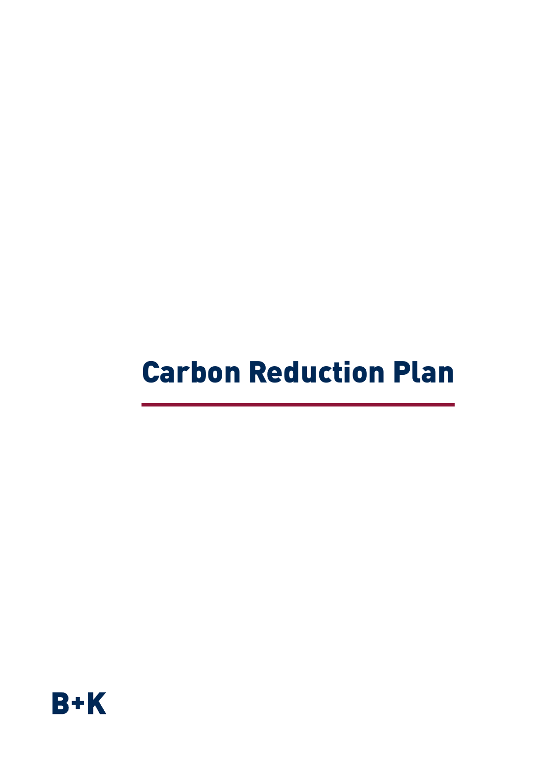# Carbon Reduction Plan

B+K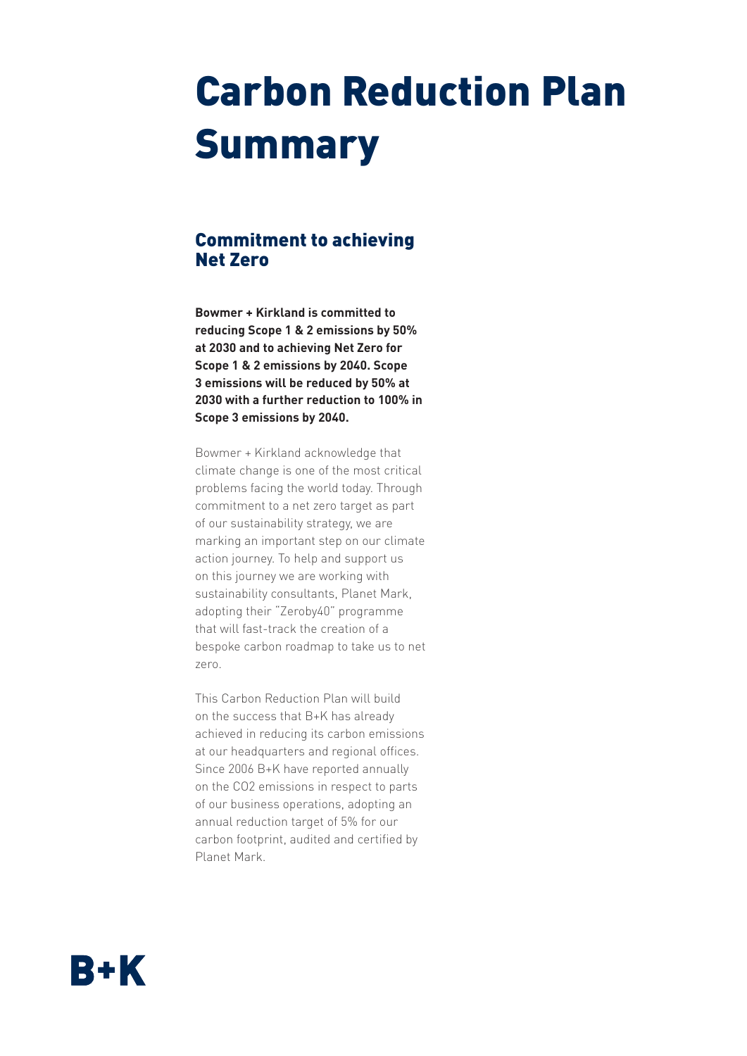# Carbon Reduction Plan Summary

## Commitment to achieving Net Zero

**Bowmer + Kirkland is committed to reducing Scope 1 & 2 emissions by 50% at 2030 and to achieving Net Zero for Scope 1 & 2 emissions by 2040. Scope 3 emissions will be reduced by 50% at 2030 with a further reduction to 100% in Scope 3 emissions by 2040.**

Bowmer + Kirkland acknowledge that climate change is one of the most critical problems facing the world today. Through commitment to a net zero target as part of our sustainability strategy, we are marking an important step on our climate action journey. To help and support us on this journey we are working with sustainability consultants, Planet Mark, adopting their "Zeroby40" programme that will fast-track the creation of a bespoke carbon roadmap to take us to net zero.

This Carbon Reduction Plan will build on the success that B+K has already achieved in reducing its carbon emissions at our headquarters and regional offices. Since 2006 B+K have reported annually on the $CO_2$ emissions in respect to parts of our business operations, adopting an annual reduction target of 5% for our carbon footprint, audited and certified by Planet Mark.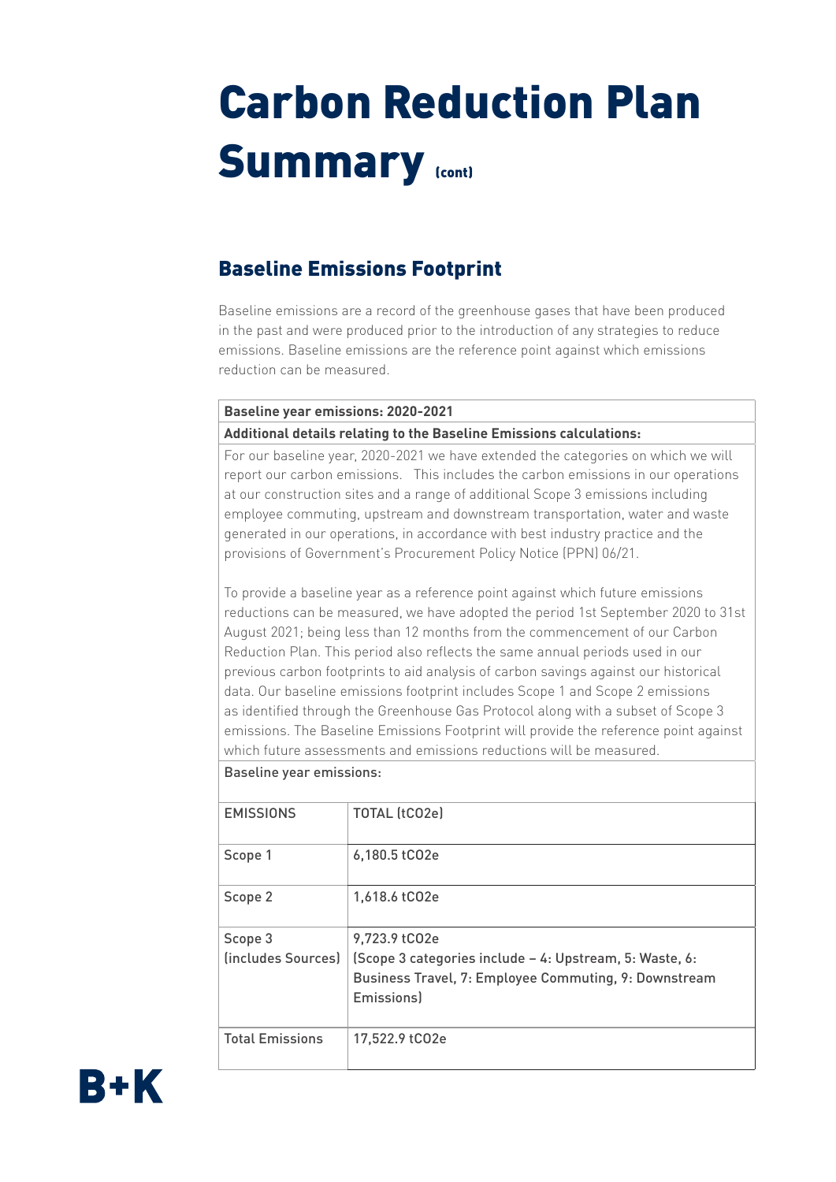# Carbon Reduction Plan Summary (cont)

## Baseline Emissions Footprint

Baseline emissions are a record of the greenhouse gases that have been produced in the past and were produced prior to the introduction of any strategies to reduce emissions. Baseline emissions are the reference point against which emissions reduction can be measured.

**Baseline year emissions: 2020-2021**

**Additional details relating to the Baseline Emissions calculations:**

For our baseline year, 2020-2021 we have extended the categories on which we will report our carbon emissions. This includes the carbon emissions in our operations at our construction sites and a range of additional Scope 3 emissions including employee commuting, upstream and downstream transportation, water and waste generated in our operations, in accordance with best industry practice and the provisions of Government's Procurement Policy Notice (PPN) 06/21.

To provide a baseline year as a reference point against which future emissions reductions can be measured, we have adopted the period 1st September 2020 to 31st August 2021; being less than 12 months from the commencement of our Carbon Reduction Plan. This period also reflects the same annual periods used in our previous carbon footprints to aid analysis of carbon savings against our historical data. Our baseline emissions footprint includes Scope 1 and Scope 2 emissions as identified through the Greenhouse Gas Protocol along with a subset of Scope 3 emissions. The Baseline Emissions Footprint will provide the reference point against which future assessments and emissions reductions will be measured.

Baseline year emissions:

| EMISSIONS | TOTAL (tCO2e) |
|---|---|
| Scope 1 | 6,180.5 tCO2e |
| Scope 2 | 1,618.6 tCO2e |
| Scope 3 (includes Sources) | 9,723.9 tCO2e (Scope 3 categories include – 4: Upstream, 5: Waste, 6: Business Travel, 7: Employee Commuting, 9: Downstream Emissions) |
| Total Emissions | 17,522.9 tCO2e |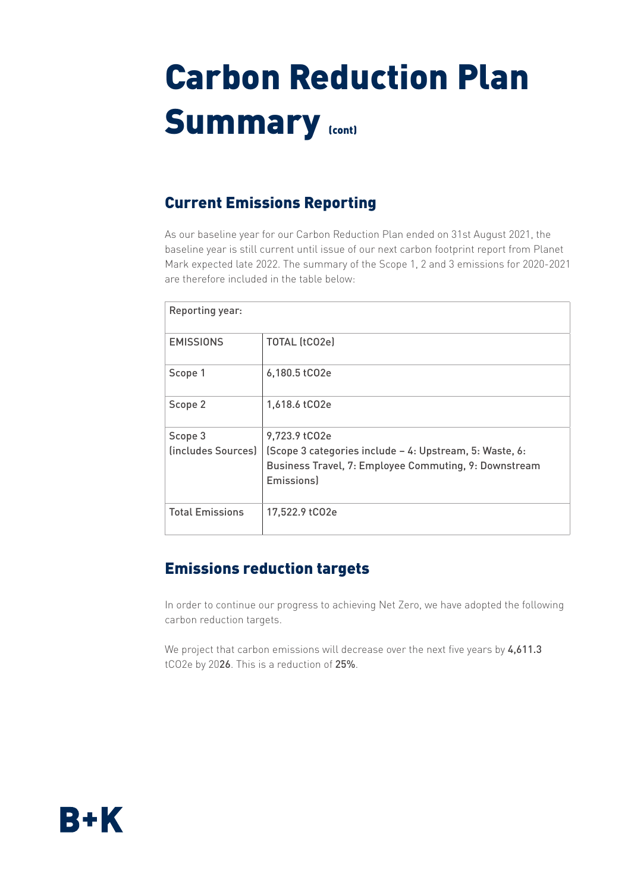# Carbon Reduction Plan Summary (cont)

## Current Emissions Reporting

As our baseline year for our Carbon Reduction Plan ended on 31st August 2021, the baseline year is still current until issue of our next carbon footprint report from Planet Mark expected late 2022. The summary of the Scope 1, 2 and 3 emissions for 2020-2021 are therefore included in the table below:

| Reporting year: | |
|---|---|
| EMISSIONS | TOTAL (tCO2e) |
| Scope 1 | 6,180.5 tCO2e |
| Scope 2 | 1,618.6 tCO2e |
| Scope 3 (includes Sources) | 9,723.9 tCO2e (Scope 3 categories include – 4: Upstream, 5: Waste, 6: Business Travel, 7: Employee Commuting, 9: Downstream Emissions) |
| Total Emissions | 17,522.9 tCO2e |

## Emissions reduction targets

In order to continue our progress to achieving Net Zero, we have adopted the following carbon reduction targets.

We project that carbon emissions will decrease over the next five years by **4,611.3** tCO2e by 20**26**. This is a reduction of **25%**.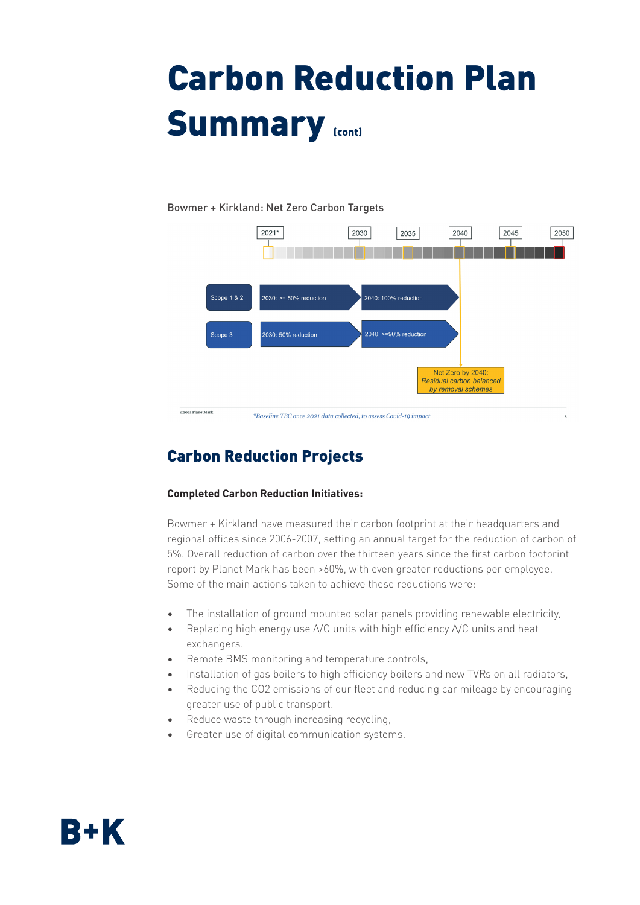# Carbon Reduction Plan Summary (cont)

Bowmer + Kirkland: Net Zero Carbon Targets

2021* | 2030 | 2035 | 2040 | 2045 | 2050

Scope 1 & 2 — 2030: >= 50% reduction — 2040: 100% reduction

Scope 3 — 2030: 50% reduction — 2040: >=90% reduction

Net Zero by 2040: *Residual carbon balanced by removal schemes*

©2021 PlanetMark

*\*Baseline TBC once 2021 data collected, to assess Covid-19 impact*

## Carbon Reduction Projects

**Completed Carbon Reduction Initiatives:**

Bowmer + Kirkland have measured their carbon footprint at their headquarters and regional offices since 2006-2007, setting an annual target for the reduction of carbon of 5%. Overall reduction of carbon over the thirteen years since the first carbon footprint report by Planet Mark has been >60%, with even greater reductions per employee. Some of the main actions taken to achieve these reductions were:

- The installation of ground mounted solar panels providing renewable electricity,
- Replacing high energy use A/C units with high efficiency A/C units and heat exchangers.
- Remote BMS monitoring and temperature controls,
- Installation of gas boilers to high efficiency boilers and new TVRs on all radiators,
- Reducing the $CO_2$ emissions of our fleet and reducing car mileage by encouraging greater use of public transport.
- Reduce waste through increasing recycling,
- Greater use of digital communication systems.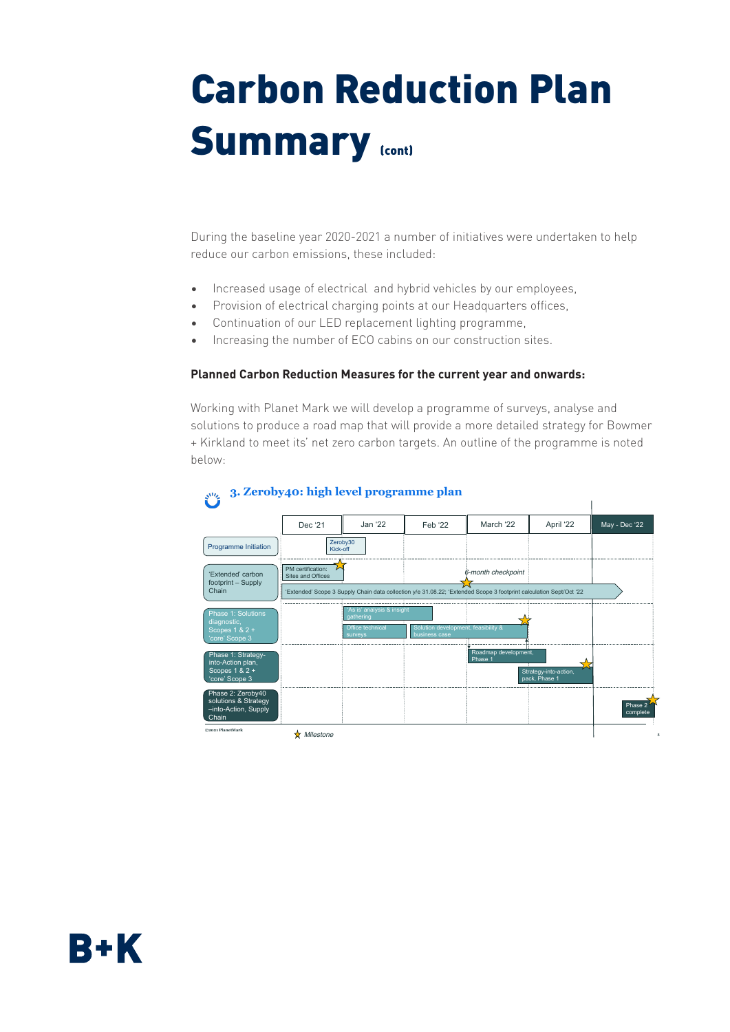# Carbon Reduction Plan Summary (cont)

During the baseline year 2020-2021 a number of initiatives were undertaken to help reduce our carbon emissions, these included:

- Increased usage of electrical and hybrid vehicles by our employees,
- Provision of electrical charging points at our Headquarters offices,
- Continuation of our LED replacement lighting programme,
- Increasing the number of ECO cabins on our construction sites.

**Planned Carbon Reduction Measures for the current year and onwards:**

Working with Planet Mark we will develop a programme of surveys, analyse and solutions to produce a road map that will provide a more detailed strategy for Bowmer + Kirkland to meet its' net zero carbon targets. An outline of the programme is noted below:

### 3. Zeroby40: high level programme plan

| | Dec '21 | Jan '22 | Feb '22 | March '22 | April '22 | May - Dec '22 |
|---|---|---|---|---|---|---|
| Programme Initiation | Zeroby30 Kick-off | | | | | |
| 'Extended' carbon footprint – Supply Chain | PM certification: Sites and Offices ☆ | | | 6-month checkpoint ☆ | | |
| | 'Extended' Scope 3 Supply Chain data collection y/e 31.08.22; 'Extended Scope 3 footprint calculation Sept/Oct '22 | | | | | |
| Phase 1: Solutions diagnostic, Scopes 1 & 2 + 'core' Scope 3 | | 'As is' analysis & insight gathering; Office technical surveys | Solution development, feasibility & business case | ☆ | | |
| Phase 1: Strategy-into-Action plan, Scopes 1 & 2 + 'core' Scope 3 | | | | Roadmap development, Phase 1 | Strategy-into-action, pack, Phase 1 ☆ | |
| Phase 2: Zeroby40 solutions & Strategy –into-Action, Supply Chain | | | | | | Phase 2 complete ☆ |

☆ Milestone

©2021 PlanetMark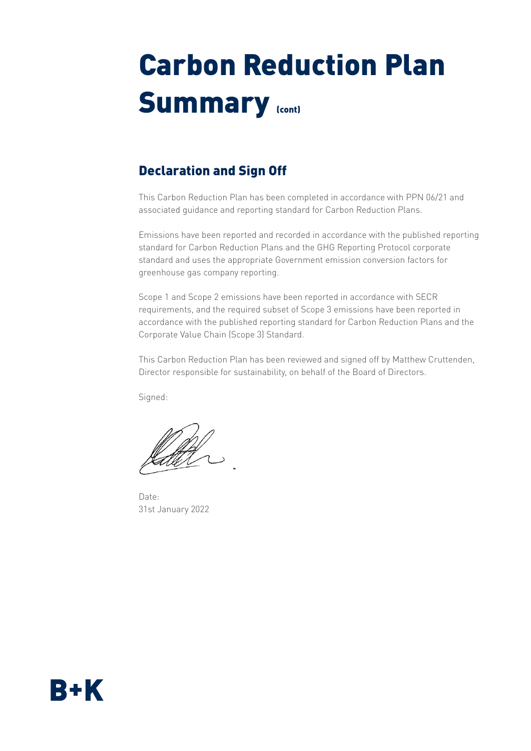# Carbon Reduction Plan Summary (cont)

## Declaration and Sign Off

This Carbon Reduction Plan has been completed in accordance with PPN 06/21 and associated guidance and reporting standard for Carbon Reduction Plans.

Emissions have been reported and recorded in accordance with the published reporting standard for Carbon Reduction Plans and the GHG Reporting Protocol corporate standard and uses the appropriate Government emission conversion factors for greenhouse gas company reporting.

Scope 1 and Scope 2 emissions have been reported in accordance with SECR requirements, and the required subset of Scope 3 emissions have been reported in accordance with the published reporting standard for Carbon Reduction Plans and the Corporate Value Chain (Scope 3) Standard.

This Carbon Reduction Plan has been reviewed and signed off by Matthew Cruttenden, Director responsible for sustainability, on behalf of the Board of Directors.

Signed:

Date:
31st January 2022

B+K